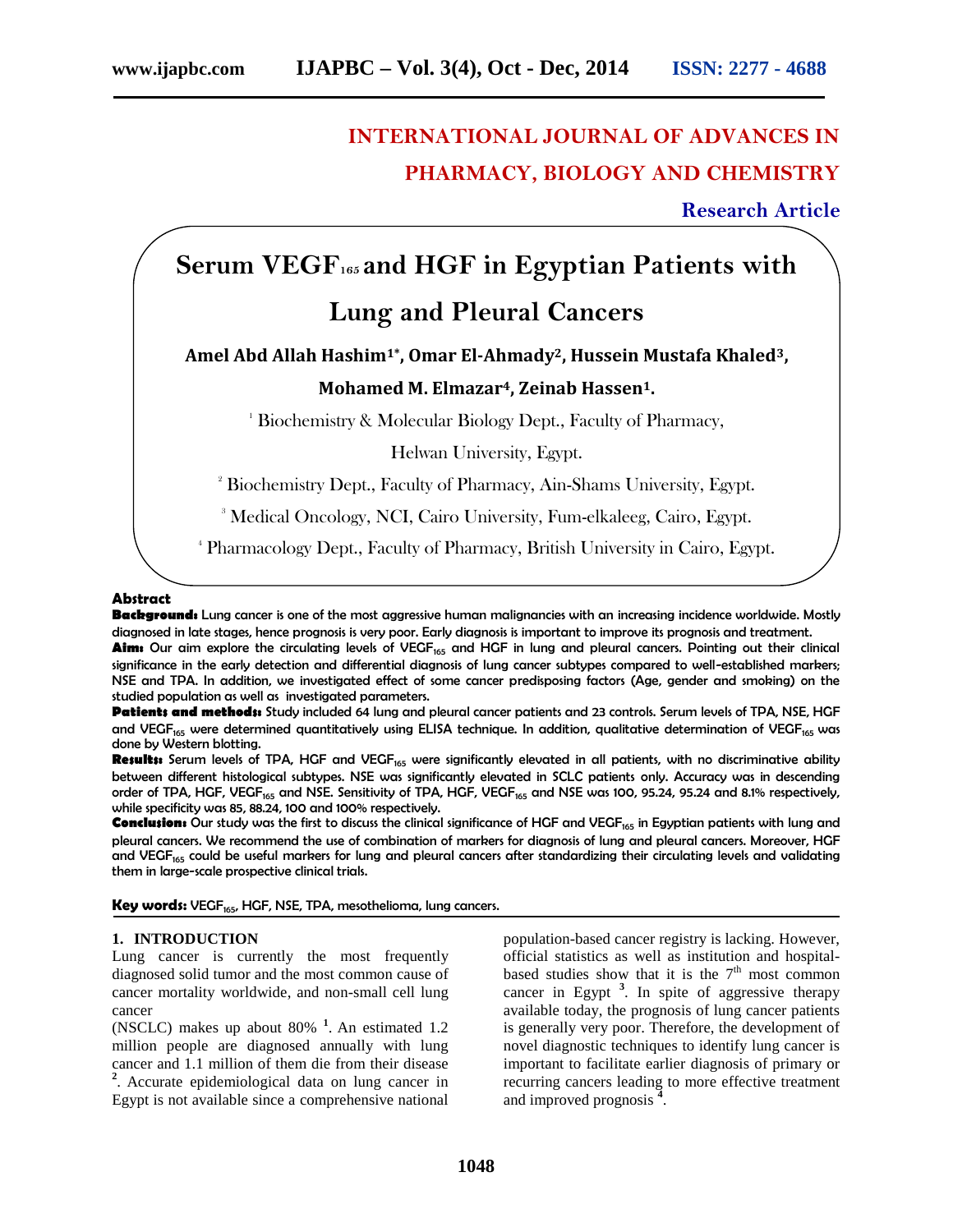# INTERNATIONAL JOURNAL OF ADVANCES IN PHARMACY, BIOLOGY AND CHEMISTRY

**Research Article**

# Serum $VEGF_{165}$ and HGF in Egyptian Patients with Lung and Pleural Cancers

**Amel Abd Allah Hashim[1*], Omar El-Ahmady[2], Hussein Mustafa Khaled[3], Mohamed M. Elmazar[4], Zeinab Hassen[1].**

[1] Biochemistry & Molecular Biology Dept., Faculty of Pharmacy, Helwan University, Egypt.

[2] Biochemistry Dept., Faculty of Pharmacy, Ain-Shams University, Egypt.

[3] Medical Oncology, NCI, Cairo University, Fum-elkaleeg, Cairo, Egypt.

[4] Pharmacology Dept., Faculty of Pharmacy, British University in Cairo, Egypt.

## Abstract

**Background:** Lung cancer is one of the most aggressive human malignancies with an increasing incidence worldwide. Mostly diagnosed in late stages, hence prognosis is very poor. Early diagnosis is important to improve its prognosis and treatment.

**Aim:** Our aim explore the circulating levels of $VEGF_{165}$ and HGF in lung and pleural cancers. Pointing out their clinical significance in the early detection and differential diagnosis of lung cancer subtypes compared to well-established markers; NSE and TPA. In addition, we investigated effect of some cancer predisposing factors (Age, gender and smoking) on the studied population as well as investigated parameters.

**Patients and methods:** Study included 64 lung and pleural cancer patients and 23 controls. Serum levels of TPA, NSE, HGF and $VEGF_{165}$ were determined quantitatively using ELISA technique. In addition, qualitative determination of $VEGF_{165}$ was done by Western blotting.

**Results:** Serum levels of TPA, HGF and $VEGF_{165}$ were significantly elevated in all patients, with no discriminative ability between different histological subtypes. NSE was significantly elevated in SCLC patients only. Accuracy was in descending order of TPA, HGF, $VEGF_{165}$ and NSE. Sensitivity of TPA, HGF, $VEGF_{165}$ and NSE was 100, 95.24, 95.24 and 8.1% respectively, while specificity was 85, 88.24, 100 and 100% respectively.

**Conclusion:** Our study was the first to discuss the clinical significance of HGF and $VEGF_{165}$ in Egyptian patients with lung and pleural cancers. We recommend the use of combination of markers for diagnosis of lung and pleural cancers. Moreover, HGF and $VEGF_{165}$ could be useful markers for lung and pleural cancers after standardizing their circulating levels and validating them in large-scale prospective clinical trials.

**Key words:** $VEGF_{165}$, HGF, NSE, TPA, mesothelioma, lung cancers.

## 1. INTRODUCTION

Lung cancer is currently the most frequently diagnosed solid tumor and the most common cause of cancer mortality worldwide, and non-small cell lung cancer (NSCLC) makes up about 80% [1]. An estimated 1.2 million people are diagnosed annually with lung cancer and 1.1 million of them die from their disease [2]. Accurate epidemiological data on lung cancer in Egypt is not available since a comprehensive national population-based cancer registry is lacking. However, official statistics as well as institution and hospital-based studies show that it is the 7th most common cancer in Egypt [3]. In spite of aggressive therapy available today, the prognosis of lung cancer patients is generally very poor. Therefore, the development of novel diagnostic techniques to identify lung cancer is important to facilitate earlier diagnosis of primary or recurring cancers leading to more effective treatment and improved prognosis [4].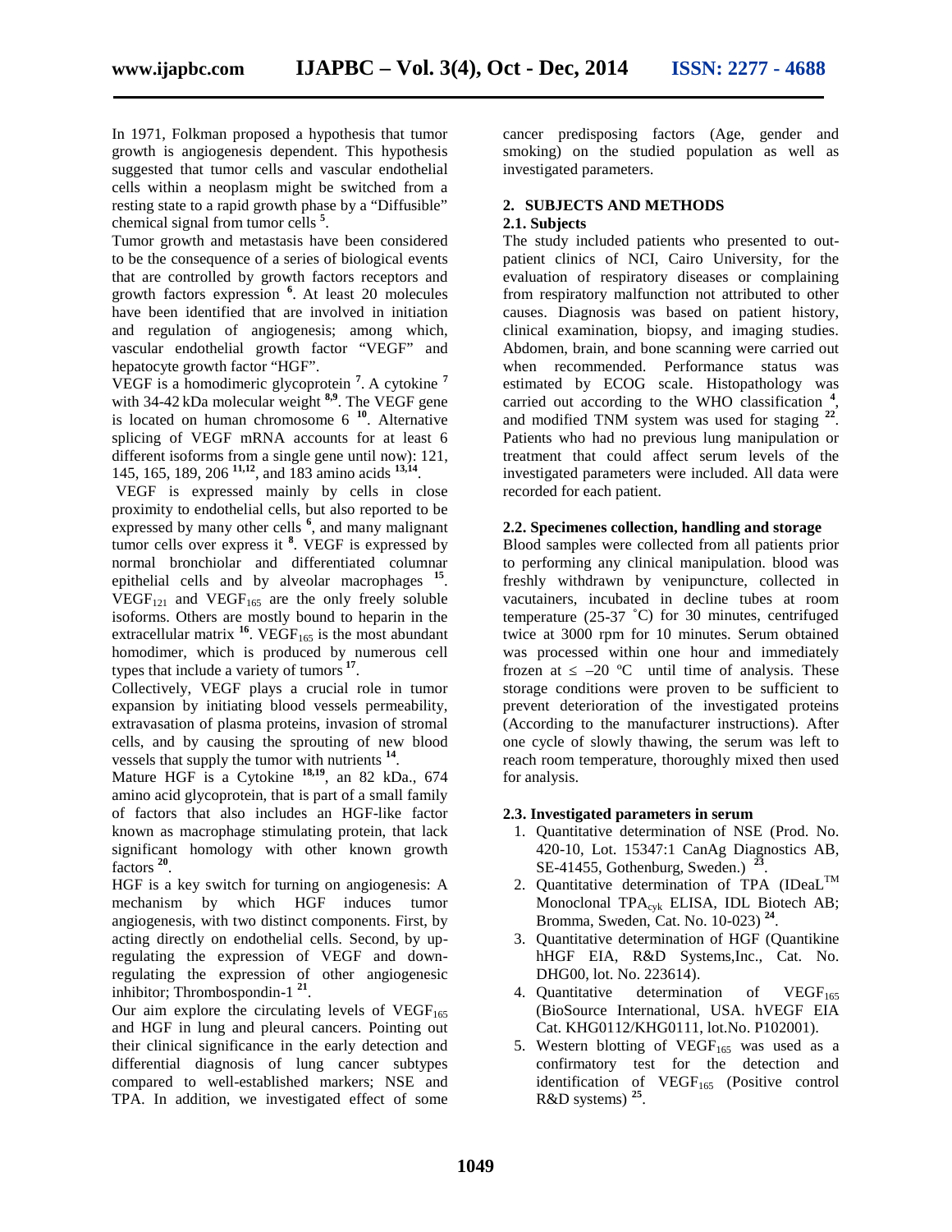In 1971, Folkman proposed a hypothesis that tumor growth is angiogenesis dependent. This hypothesis suggested that tumor cells and vascular endothelial cells within a neoplasm might be switched from a resting state to a rapid growth phase by a "Diffusible" chemical signal from tumor cells [5].

Tumor growth and metastasis have been considered to be the consequence of a series of biological events that are controlled by growth factors receptors and growth factors expression [6]. At least 20 molecules have been identified that are involved in initiation and regulation of angiogenesis; among which, vascular endothelial growth factor "VEGF" and hepatocyte growth factor "HGF".

VEGF is a homodimeric glycoprotein [7]. A cytokine [7] with 34-42 kDa molecular weight [8,9]. The VEGF gene is located on human chromosome 6 [10]. Alternative splicing of VEGF mRNA accounts for at least 6 different isoforms from a single gene until now): 121, 145, 165, 189, 206 [11,12], and 183 amino acids [13,14].

VEGF is expressed mainly by cells in close proximity to endothelial cells, but also reported to be expressed by many other cells [6], and many malignant tumor cells over express it [8]. VEGF is expressed by normal bronchiolar and differentiated columnar epithelial cells and by alveolar macrophages [15]. $VEGF_{121}$ and $VEGF_{165}$ are the only freely soluble isoforms. Others are mostly bound to heparin in the extracellular matrix [16]. $VEGF_{165}$ is the most abundant homodimer, which is produced by numerous cell types that include a variety of tumors [17].

Collectively, VEGF plays a crucial role in tumor expansion by initiating blood vessels permeability, extravasation of plasma proteins, invasion of stromal cells, and by causing the sprouting of new blood vessels that supply the tumor with nutrients [14].

Mature HGF is a Cytokine [18,19], an 82 kDa., 674 amino acid glycoprotein, that is part of a small family of factors that also includes an HGF-like factor known as macrophage stimulating protein, that lack significant homology with other known growth factors [20].

HGF is a key switch for turning on angiogenesis: A mechanism by which HGF induces tumor angiogenesis, with two distinct components. First, by acting directly on endothelial cells. Second, by up-regulating the expression of VEGF and down-regulating the expression of other angiogenesic inhibitor; Thrombospondin-1 [21].

Our aim explore the circulating levels of $VEGF_{165}$ and HGF in lung and pleural cancers. Pointing out their clinical significance in the early detection and differential diagnosis of lung cancer subtypes compared to well-established markers; NSE and TPA. In addition, we investigated effect of some cancer predisposing factors (Age, gender and smoking) on the studied population as well as investigated parameters.

## 2. SUBJECTS AND METHODS

### 2.1. Subjects

The study included patients who presented to out-patient clinics of NCI, Cairo University, for the evaluation of respiratory diseases or complaining from respiratory malfunction not attributed to other causes. Diagnosis was based on patient history, clinical examination, biopsy, and imaging studies. Abdomen, brain, and bone scanning were carried out when recommended. Performance status was estimated by ECOG scale. Histopathology was carried out according to the WHO classification [4], and modified TNM system was used for staging [22]. Patients who had no previous lung manipulation or treatment that could affect serum levels of the investigated parameters were included. All data were recorded for each patient.

### 2.2. Specimenes collection, handling and storage

Blood samples were collected from all patients prior to performing any clinical manipulation. blood was freshly withdrawn by venipuncture, collected in vacutainers, incubated in decline tubes at room temperature (25-37 ˚C) for 30 minutes, centrifuged twice at 3000 rpm for 10 minutes. Serum obtained was processed within one hour and immediately frozen at ≤ –20 ºC until time of analysis. These storage conditions were proven to be sufficient to prevent deterioration of the investigated proteins (According to the manufacturer instructions). After one cycle of slowly thawing, the serum was left to reach room temperature, thoroughly mixed then used for analysis.

### 2.3. Investigated parameters in serum

1. Quantitative determination of NSE (Prod. No. 420-10, Lot. 15347:1 CanAg Diagnostics AB, SE-41455, Gothenburg, Sweden.) [23].
2. Quantitative determination of TPA (IDeaL™ Monoclonal $TPA_{cyk}$ ELISA, IDL Biotech AB; Bromma, Sweden, Cat. No. 10-023) [24].
3. Quantitative determination of HGF (Quantikine hHGF EIA, R&D Systems,Inc., Cat. No. DHG00, lot. No. 223614).
4. Quantitative determination of $VEGF_{165}$ (BioSource International, USA. hVEGF EIA Cat. KHG0112/KHG0111, lot.No. P102001).
5. Western blotting of $VEGF_{165}$ was used as a confirmatory test for the detection and identification of $VEGF_{165}$ (Positive control R&D systems) [25].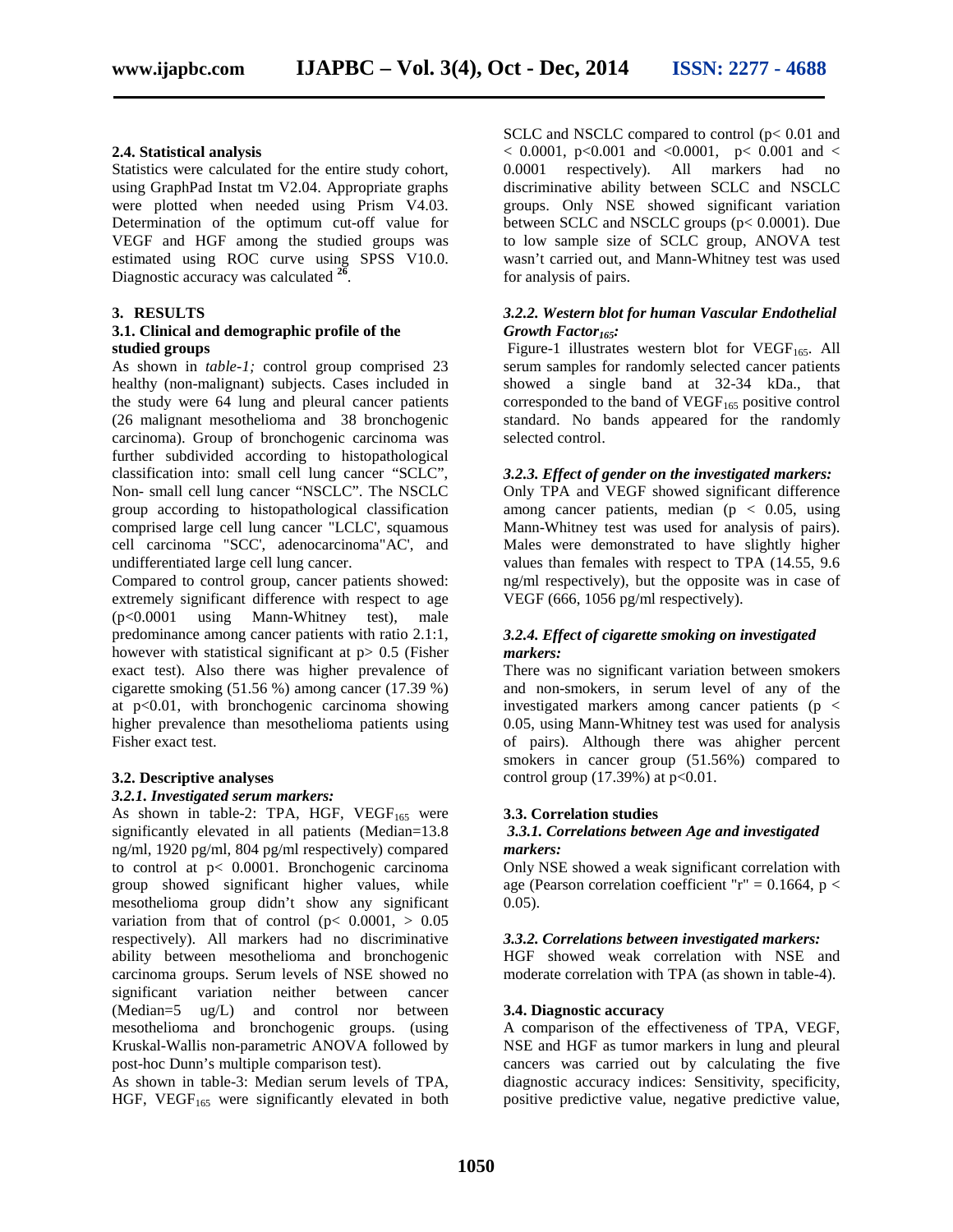### 2.4. Statistical analysis

Statistics were calculated for the entire study cohort, using GraphPad Instat tm V2.04. Appropriate graphs were plotted when needed using Prism V4.03. Determination of the optimum cut-off value for VEGF and HGF among the studied groups was estimated using ROC curve using SPSS V10.0. Diagnostic accuracy was calculated [26].

## 3. RESULTS

### 3.1. Clinical and demographic profile of the studied groups

As shown in *table-1;* control group comprised 23 healthy (non-malignant) subjects. Cases included in the study were 64 lung and pleural cancer patients (26 malignant mesothelioma and 38 bronchogenic carcinoma). Group of bronchogenic carcinoma was further subdivided according to histopathological classification into: small cell lung cancer "SCLC", Non- small cell lung cancer "NSCLC". The NSCLC group according to histopathological classification comprised large cell lung cancer "LCLC', squamous cell carcinoma "SCC', adenocarcinoma"AC', and undifferentiated large cell lung cancer.

Compared to control group, cancer patients showed: extremely significant difference with respect to age ($p<0.0001$ using Mann-Whitney test), male predominance among cancer patients with ratio 2.1:1, however with statistical significant at $p> 0.5$ (Fisher exact test). Also there was higher prevalence of cigarette smoking (51.56 %) among cancer (17.39 %) at $p<0.01$, with bronchogenic carcinoma showing higher prevalence than mesothelioma patients using Fisher exact test.

### 3.2. Descriptive analyses

#### *3.2.1. Investigated serum markers:*

As shown in table-2: TPA, HGF, $VEGF_{165}$ were significantly elevated in all patients (Median=13.8 ng/ml, 1920 pg/ml, 804 pg/ml respectively) compared to control at $p< 0.0001$. Bronchogenic carcinoma group showed significant higher values, while mesothelioma group didn't show any significant variation from that of control ($p< 0.0001$, $> 0.05$ respectively). All markers had no discriminative ability between mesothelioma and bronchogenic carcinoma groups. Serum levels of NSE showed no significant variation neither between cancer (Median=5 ug/L) and control nor between mesothelioma and bronchogenic groups. (using Kruskal-Wallis non-parametric ANOVA followed by post-hoc Dunn's multiple comparison test).

As shown in table-3: Median serum levels of TPA, HGF, $VEGF_{165}$ were significantly elevated in both SCLC and NSCLC compared to control ($p< 0.01$ and $< 0.0001$, $p<0.001$ and $<0.0001$, $p< 0.001$ and $< 0.0001$ respectively). All markers had no discriminative ability between SCLC and NSCLC groups. Only NSE showed significant variation between SCLC and NSCLC groups ($p< 0.0001$). Due to low sample size of SCLC group, ANOVA test wasn't carried out, and Mann-Whitney test was used for analysis of pairs.

#### *3.2.2. Western blot for human Vascular Endothelial Growth Factor$_{165}$:*

Figure-1 illustrates western blot for $VEGF_{165}$. All serum samples for randomly selected cancer patients showed a single band at 32-34 kDa., that corresponded to the band of $VEGF_{165}$ positive control standard. No bands appeared for the randomly selected control.

#### *3.2.3. Effect of gender on the investigated markers:*

Only TPA and VEGF showed significant difference among cancer patients, median ($p < 0.05$, using Mann-Whitney test was used for analysis of pairs). Males were demonstrated to have slightly higher values than females with respect to TPA (14.55, 9.6 ng/ml respectively), but the opposite was in case of VEGF (666, 1056 pg/ml respectively).

#### *3.2.4. Effect of cigarette smoking on investigated markers:*

There was no significant variation between smokers and non-smokers, in serum level of any of the investigated markers among cancer patients ($p < 0.05$, using Mann-Whitney test was used for analysis of pairs). Although there was ahigher percent smokers in cancer group (51.56%) compared to control group (17.39%) at $p<0.01$.

### 3.3. Correlation studies

#### *3.3.1. Correlations between Age and investigated markers:*

Only NSE showed a weak significant correlation with age (Pearson correlation coefficient "r" = 0.1664, $p < 0.05$).

#### *3.3.2. Correlations between investigated markers:*

HGF showed weak correlation with NSE and moderate correlation with TPA (as shown in table-4).

### 3.4. Diagnostic accuracy

A comparison of the effectiveness of TPA, VEGF, NSE and HGF as tumor markers in lung and pleural cancers was carried out by calculating the five diagnostic accuracy indices: Sensitivity, specificity, positive predictive value, negative predictive value,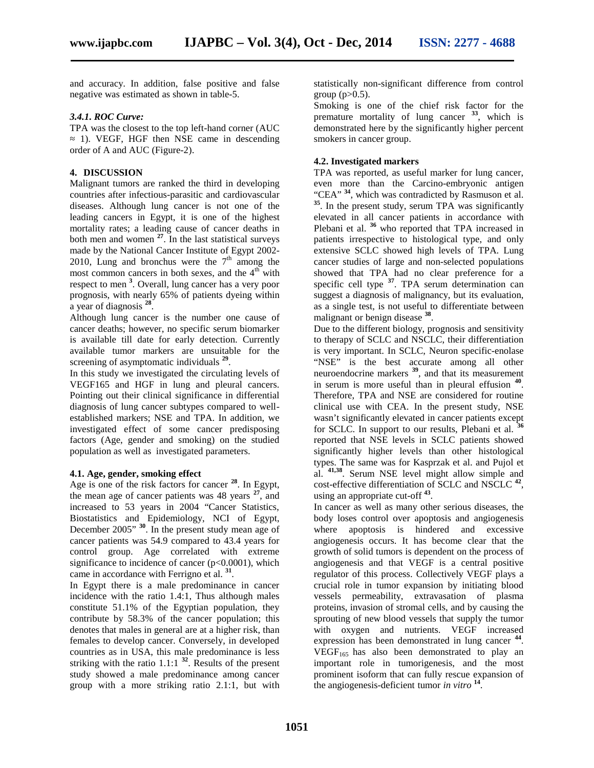and accuracy. In addition, false positive and false negative was estimated as shown in table-5.

#### *3.4.1. ROC Curve:*

TPA was the closest to the top left-hand corner (AUC ≈ 1). VEGF, HGF then NSE came in descending order of A and AUC (Figure-2).

## 4. DISCUSSION

Malignant tumors are ranked the third in developing countries after infectious-parasitic and cardiovascular diseases. Although lung cancer is not one of the leading cancers in Egypt, it is one of the highest mortality rates; a leading cause of cancer deaths in both men and women [27]. In the last statistical surveys made by the National Cancer Institute of Egypt 2002-2010, Lung and bronchus were the $7^{th}$ among the most common cancers in both sexes, and the $4^{th}$ with respect to men [3]. Overall, lung cancer has a very poor prognosis, with nearly 65% of patients dyeing within a year of diagnosis [28].

Although lung cancer is the number one cause of cancer deaths; however, no specific serum biomarker is available till date for early detection. Currently available tumor markers are unsuitable for the screening of asymptomatic individuals [29].

In this study we investigated the circulating levels of VEGF165 and HGF in lung and pleural cancers. Pointing out their clinical significance in differential diagnosis of lung cancer subtypes compared to well-established markers; NSE and TPA. In addition, we investigated effect of some cancer predisposing factors (Age, gender and smoking) on the studied population as well as investigated parameters.

### 4.1. Age, gender, smoking effect

Age is one of the risk factors for cancer [28]. In Egypt, the mean age of cancer patients was 48 years [27], and increased to 53 years in 2004 "Cancer Statistics, Biostatistics and Epidemiology, NCI of Egypt, December 2005" [30]. In the present study mean age of cancer patients was 54.9 compared to 43.4 years for control group. Age correlated with extreme significance to incidence of cancer ($p<0.0001$), which came in accordance with Ferrigno et al. [31].

In Egypt there is a male predominance in cancer incidence with the ratio 1.4:1, Thus although males constitute 51.1% of the Egyptian population, they contribute by 58.3% of the cancer population; this denotes that males in general are at a higher risk, than females to develop cancer. Conversely, in developed countries as in USA, this male predominance is less striking with the ratio 1.1:1 [32]. Results of the present study showed a male predominance among cancer group with a more striking ratio 2.1:1, but with statistically non-significant difference from control group ($p>0.5$).

Smoking is one of the chief risk factor for the premature mortality of lung cancer [33], which is demonstrated here by the significantly higher percent smokers in cancer group.

### 4.2. Investigated markers

TPA was reported, as useful marker for lung cancer, even more than the Carcino-embryonic antigen "CEA" [34], which was contradicted by Rasmuson et al. [35]. In the present study, serum TPA was significantly elevated in all cancer patients in accordance with Plebani et al. [36] who reported that TPA increased in patients irrespective to histological type, and only extensive SCLC showed high levels of TPA. Lung cancer studies of large and non-selected populations showed that TPA had no clear preference for a specific cell type [37]. TPA serum determination can suggest a diagnosis of malignancy, but its evaluation, as a single test, is not useful to differentiate between malignant or benign disease [38].

Due to the different biology, prognosis and sensitivity to therapy of SCLC and NSCLC, their differentiation is very important. In SCLC, Neuron specific-enolase "NSE" is the best accurate among all other neuroendocrine markers [39], and that its measurement in serum is more useful than in pleural effusion [40]. Therefore, TPA and NSE are considered for routine clinical use with CEA. In the present study, NSE wasn't significantly elevated in cancer patients except for SCLC. In support to our results, Plebani et al. [36] reported that NSE levels in SCLC patients showed significantly higher levels than other histological types. The same was for Kasprzak et al. and Pujol et al. [41,38]. Serum NSE level might allow simple and cost-effective differentiation of SCLC and NSCLC [42], using an appropriate cut-off [43].

In cancer as well as many other serious diseases, the body loses control over apoptosis and angiogenesis where apoptosis is hindered and excessive angiogenesis occurs. It has become clear that the growth of solid tumors is dependent on the process of angiogenesis and that VEGF is a central positive regulator of this process. Collectively VEGF plays a crucial role in tumor expansion by initiating blood vessels permeability, extravasation of plasma proteins, invasion of stromal cells, and by causing the sprouting of new blood vessels that supply the tumor with oxygen and nutrients. VEGF increased expression has been demonstrated in lung cancer [44]. $VEGF_{165}$ has also been demonstrated to play an important role in tumorigenesis, and the most prominent isoform that can fully rescue expansion of the angiogenesis-deficient tumor *in vitro* [14].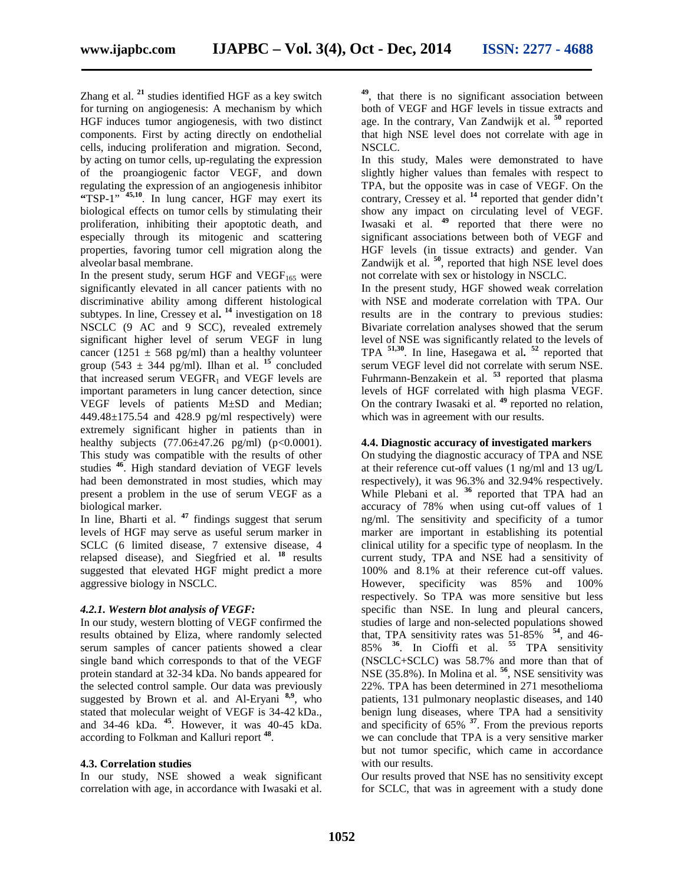Zhang et al. [21] studies identified HGF as a key switch for turning on angiogenesis: A mechanism by which HGF induces tumor angiogenesis, with two distinct components. First by acting directly on endothelial cells, inducing proliferation and migration. Second, by acting on tumor cells, up-regulating the expression of the proangiogenic factor VEGF, and down regulating the expression of an angiogenesis inhibitor "TSP-1" [45,10]. In lung cancer, HGF may exert its biological effects on tumor cells by stimulating their proliferation, inhibiting their apoptotic death, and especially through its mitogenic and scattering properties, favoring tumor cell migration along the alveolar basal membrane.

In the present study, serum HGF and $VEGF_{165}$ were significantly elevated in all cancer patients with no discriminative ability among different histological subtypes. In line, Cressey et al**.** [14] investigation on 18 NSCLC (9 AC and 9 SCC), revealed extremely significant higher level of serum VEGF in lung cancer ($1251 \pm 568$ pg/ml) than a healthy volunteer group ($543 \pm 344$ pg/ml). Ilhan et al. [15] concluded that increased serum $VEGFR_1$ and VEGF levels are important parameters in lung cancer detection, since VEGF levels of patients M±SD and Median; $449.48 \pm 175.54$ and 428.9 pg/ml respectively) were extremely significant higher in patients than in healthy subjects ($77.06 \pm 47.26$ pg/ml) ($p<0.0001$). This study was compatible with the results of other studies [46]. High standard deviation of VEGF levels had been demonstrated in most studies, which may present a problem in the use of serum VEGF as a biological marker.

In line, Bharti et al. [47] findings suggest that serum levels of HGF may serve as useful serum marker in SCLC (6 limited disease, 7 extensive disease, 4 relapsed disease), and Siegfried et al. [18] results suggested that elevated HGF might predict a more aggressive biology in NSCLC.

#### *4.2.1. Western blot analysis of VEGF:*

In our study, western blotting of VEGF confirmed the results obtained by Eliza, where randomly selected serum samples of cancer patients showed a clear single band which corresponds to that of the VEGF protein standard at 32-34 kDa. No bands appeared for the selected control sample. Our data was previously suggested by Brown et al. and Al-Eryani [8,9], who stated that molecular weight of VEGF is 34-42 kDa., and 34-46 kDa. [45]. However, it was 40-45 kDa. according to Folkman and Kalluri report [48].

### 4.3. Correlation studies

In our study, NSE showed a weak significant correlation with age, in accordance with Iwasaki et al. [49], that there is no significant association between both of VEGF and HGF levels in tissue extracts and age. In the contrary, Van Zandwijk et al. [50] reported that high NSE level does not correlate with age in NSCLC.

In this study, Males were demonstrated to have slightly higher values than females with respect to TPA, but the opposite was in case of VEGF. On the contrary, Cressey et al. [14] reported that gender didn't show any impact on circulating level of VEGF. Iwasaki et al. [49] reported that there were no significant associations between both of VEGF and HGF levels (in tissue extracts) and gender. Van Zandwijk et al. [50], reported that high NSE level does not correlate with sex or histology in NSCLC.

In the present study, HGF showed weak correlation with NSE and moderate correlation with TPA. Our results are in the contrary to previous studies: Bivariate correlation analyses showed that the serum level of NSE was significantly related to the levels of TPA [51,30]. In line, Hasegawa et al**.** [52] reported that serum VEGF level did not correlate with serum NSE. Fuhrmann-Benzakein et al. [53] reported that plasma levels of HGF correlated with high plasma VEGF. On the contrary Iwasaki et al. [49] reported no relation, which was in agreement with our results.

### 4.4. Diagnostic accuracy of investigated markers

On studying the diagnostic accuracy of TPA and NSE at their reference cut-off values (1 ng/ml and 13 ug/L respectively), it was 96.3% and 32.94% respectively. While Plebani et al. [36] reported that TPA had an accuracy of 78% when using cut-off values of 1 ng/ml. The sensitivity and specificity of a tumor marker are important in establishing its potential clinical utility for a specific type of neoplasm. In the current study, TPA and NSE had a sensitivity of 100% and 8.1% at their reference cut-off values. However, specificity was 85% and 100% respectively. So TPA was more sensitive but less specific than NSE. In lung and pleural cancers, studies of large and non-selected populations showed that, TPA sensitivity rates was 51-85% [54], and 46-85% [36]. In Cioffi et al. [55] TPA sensitivity (NSCLC+SCLC) was 58.7% and more than that of NSE (35.8%). In Molina et al. [56], NSE sensitivity was 22%. TPA has been determined in 271 mesothelioma patients, 131 pulmonary neoplastic diseases, and 140 benign lung diseases, where TPA had a sensitivity and specificity of 65% [37]. From the previous reports we can conclude that TPA is a very sensitive marker but not tumor specific, which came in accordance with our results.

Our results proved that NSE has no sensitivity except for SCLC, that was in agreement with a study done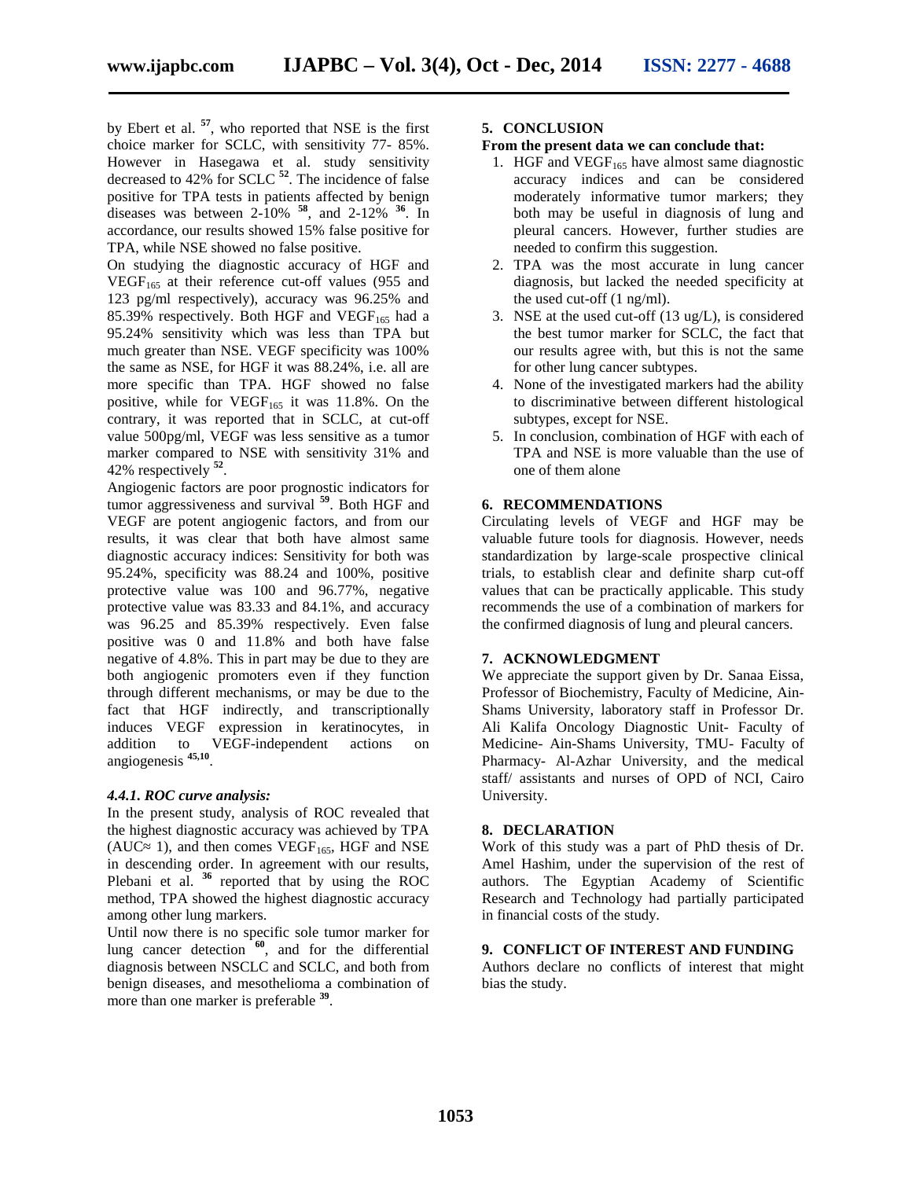by Ebert et al. [57], who reported that NSE is the first choice marker for SCLC, with sensitivity 77- 85%. However in Hasegawa et al. study sensitivity decreased to 42% for SCLC [52]. The incidence of false positive for TPA tests in patients affected by benign diseases was between 2-10% [58], and 2-12% [36]. In accordance, our results showed 15% false positive for TPA, while NSE showed no false positive.

On studying the diagnostic accuracy of HGF and $VEGF_{165}$ at their reference cut-off values (955 and 123 pg/ml respectively), accuracy was 96.25% and 85.39% respectively. Both HGF and $VEGF_{165}$ had a 95.24% sensitivity which was less than TPA but much greater than NSE. VEGF specificity was 100% the same as NSE, for HGF it was 88.24%, i.e. all are more specific than TPA. HGF showed no false positive, while for $VEGF_{165}$ it was 11.8%. On the contrary, it was reported that in SCLC, at cut-off value 500pg/ml, VEGF was less sensitive as a tumor marker compared to NSE with sensitivity 31% and 42% respectively [52].

Angiogenic factors are poor prognostic indicators for tumor aggressiveness and survival [59]. Both HGF and VEGF are potent angiogenic factors, and from our results, it was clear that both have almost same diagnostic accuracy indices: Sensitivity for both was 95.24%, specificity was 88.24 and 100%, positive protective value was 100 and 96.77%, negative protective value was 83.33 and 84.1%, and accuracy was 96.25 and 85.39% respectively. Even false positive was 0 and 11.8% and both have false negative of 4.8%. This in part may be due to they are both angiogenic promoters even if they function through different mechanisms, or may be due to the fact that HGF indirectly, and transcriptionally induces VEGF expression in keratinocytes, in addition to VEGF-independent actions on angiogenesis [45,10].

#### *4.4.1. ROC curve analysis:*

In the present study, analysis of ROC revealed that the highest diagnostic accuracy was achieved by TPA (AUC≈ 1), and then comes $VEGF_{165}$, HGF and NSE in descending order. In agreement with our results, Plebani et al. [36] reported that by using the ROC method, TPA showed the highest diagnostic accuracy among other lung markers.

Until now there is no specific sole tumor marker for lung cancer detection [60], and for the differential diagnosis between NSCLC and SCLC, and both from benign diseases, and mesothelioma a combination of more than one marker is preferable [39].

## 5. CONCLUSION

**From the present data we can conclude that:**

1. HGF and $VEGF_{165}$ have almost same diagnostic accuracy indices and can be considered moderately informative tumor markers; they both may be useful in diagnosis of lung and pleural cancers. However, further studies are needed to confirm this suggestion.
2. TPA was the most accurate in lung cancer diagnosis, but lacked the needed specificity at the used cut-off (1 ng/ml).
3. NSE at the used cut-off (13 ug/L), is considered the best tumor marker for SCLC, the fact that our results agree with, but this is not the same for other lung cancer subtypes.
4. None of the investigated markers had the ability to discriminative between different histological subtypes, except for NSE.
5. In conclusion, combination of HGF with each of TPA and NSE is more valuable than the use of one of them alone

## 6. RECOMMENDATIONS

Circulating levels of VEGF and HGF may be valuable future tools for diagnosis. However, needs standardization by large-scale prospective clinical trials, to establish clear and definite sharp cut-off values that can be practically applicable. This study recommends the use of a combination of markers for the confirmed diagnosis of lung and pleural cancers.

## 7. ACKNOWLEDGMENT

We appreciate the support given by Dr. Sanaa Eissa, Professor of Biochemistry, Faculty of Medicine, Ain-Shams University, laboratory staff in Professor Dr. Ali Kalifa Oncology Diagnostic Unit- Faculty of Medicine- Ain-Shams University, TMU- Faculty of Pharmacy- Al-Azhar University, and the medical staff/ assistants and nurses of OPD of NCI, Cairo University.

## 8. DECLARATION

Work of this study was a part of PhD thesis of Dr. Amel Hashim, under the supervision of the rest of authors. The Egyptian Academy of Scientific Research and Technology had partially participated in financial costs of the study.

## 9. CONFLICT OF INTEREST AND FUNDING

Authors declare no conflicts of interest that might bias the study.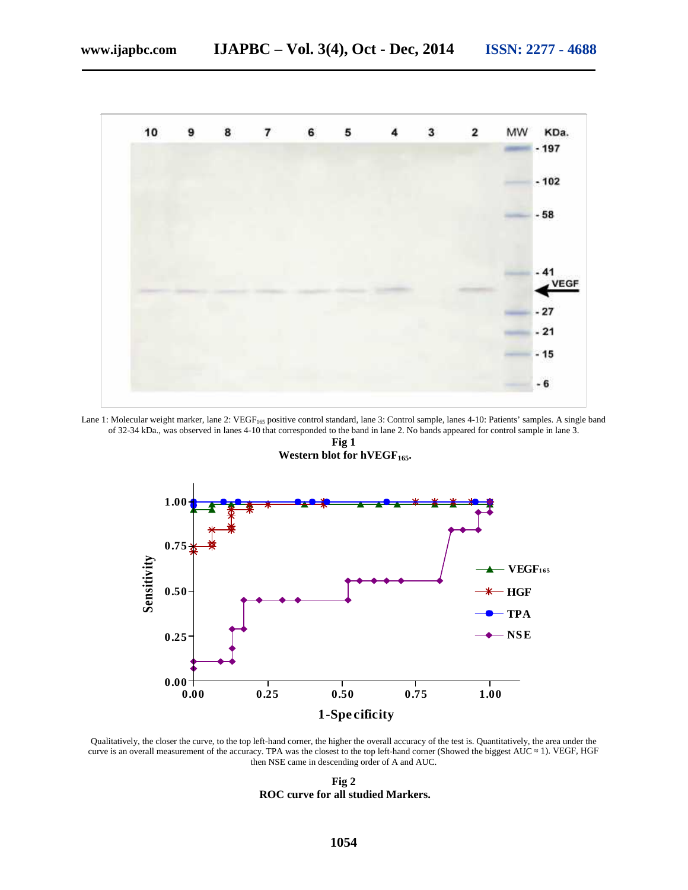Lane 1: Molecular weight marker, lane 2: $VEGF_{165}$ positive control standard, lane 3: Control sample, lanes 4-10: Patients' samples. A single band of 32-34 kDa., was observed in lanes 4-10 that corresponded to the band in lane 2. No bands appeared for control sample in lane 3.

**Fig 1**

**Western blot for $hVEGF_{165}$.**

Qualitatively, the closer the curve, to the top left-hand corner, the higher the overall accuracy of the test is. Quantitatively, the area under the curve is an overall measurement of the accuracy. TPA was the closest to the top left-hand corner (Showed the biggest AUC ≈ 1). VEGF, HGF then NSE came in descending order of A and AUC.

**Fig 2**

**ROC curve for all studied Markers.**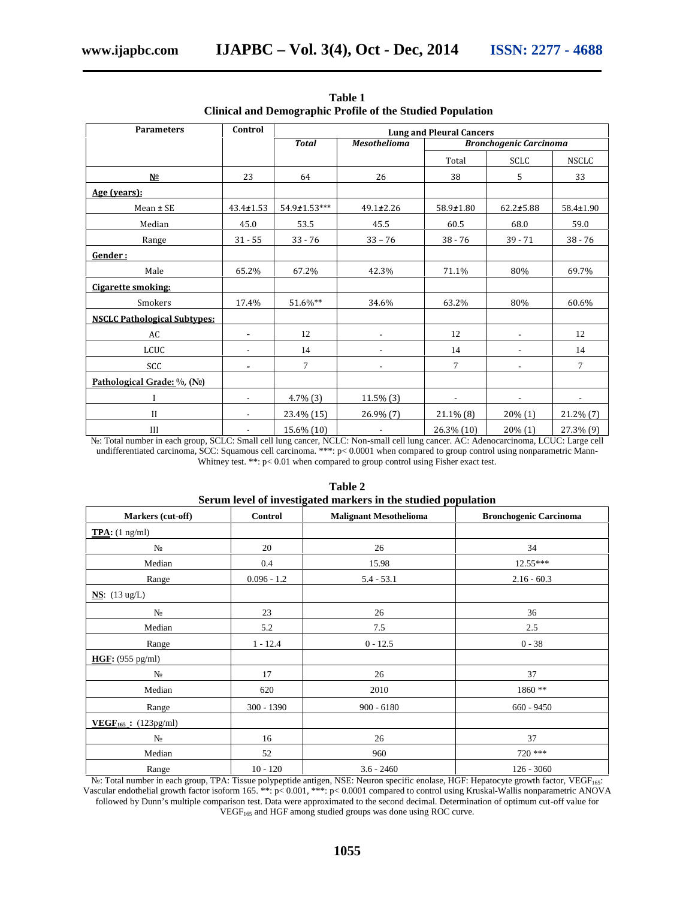**Table 1**
**Clinical and Demographic Profile of the Studied Population**

| Parameters | Control | Lung and Pleural Cancers | | | | |
|---|---|---|---|---|---|---|
| | | *Total* | *Mesothelioma* | *Bronchogenic Carcinoma* | | |
| | | | | Total | SCLC | NSCLC |
| **№** | 23 | 64 | 26 | 38 | 5 | 33 |
| **Age (years):** | | | | | | |
| Mean ± SE | 43.4±1.53 | 54.9±1.53*** | 49.1±2.26 | 58.9±1.80 | 62.2±5.88 | 58.4±1.90 |
| Median | 45.0 | 53.5 | 45.5 | 60.5 | 68.0 | 59.0 |
| Range | 31 - 55 | 33 - 76 | 33 – 76 | 38 - 76 | 39 - 71 | 38 - 76 |
| **Gender :** | | | | | | |
| Male | 65.2% | 67.2% | 42.3% | 71.1% | 80% | 69.7% |
| **Cigarette smoking:** | | | | | | |
| Smokers | 17.4% | 51.6%** | 34.6% | 63.2% | 80% | 60.6% |
| **NSCLC Pathological Subtypes:** | | | | | | |
| AC | - | 12 | - | 12 | - | 12 |
| LCUC | - | 14 | - | 14 | - | 14 |
| SCC | - | 7 | - | 7 | - | 7 |
| **Pathological Grade: %, (№)** | | | | | | |
| I | - | 4.7% (3) | 11.5% (3) | - | - | - |
| II | - | 23.4% (15) | 26.9% (7) | 21.1% (8) | 20% (1) | 21.2% (7) |
| III | - | 15.6% (10) | - | 26.3% (10) | 20% (1) | 27.3% (9) |

№: Total number in each group, SCLC: Small cell lung cancer, NCLC: Non-small cell lung cancer. AC: Adenocarcinoma, LCUC: Large cell undifferentiated carcinoma, SCC: Squamous cell carcinoma. ***: $p< 0.0001$ when compared to group control using nonparametric Mann-Whitney test. **: $p< 0.01$ when compared to group control using Fisher exact test.

**Table 2**
**Serum level of investigated markers in the studied population**

| Markers (cut-off) | Control | Malignant Mesothelioma | Bronchogenic Carcinoma |
|---|---|---|---|
| **TPA:** (1 ng/ml) | | | |
| № | 20 | 26 | 34 |
| Median | 0.4 | 15.98 | 12.55*** |
| Range | 0.096 - 1.2 | 5.4 - 53.1 | 2.16 - 60.3 |
| **NS**: (13 ug/L) | | | |
| № | 23 | 26 | 36 |
| Median | 5.2 | 7.5 | 2.5 |
| Range | 1 - 12.4 | 0 - 12.5 | 0 - 38 |
| **HGF:** (955 pg/ml) | | | |
| № | 17 | 26 | 37 |
| Median | 620 | 2010 | 1860 ** |
| Range | 300 - 1390 | 900 - 6180 | 660 - 9450 |
| **$VEGF_{165}$ :** (123pg/ml) | | | |
| № | 16 | 26 | 37 |
| Median | 52 | 960 | 720 *** |
| Range | 10 - 120 | 3.6 - 2460 | 126 - 3060 |

№: Total number in each group, TPA: Tissue polypeptide antigen, NSE: Neuron specific enolase, HGF: Hepatocyte growth factor, $VEGF_{165}$: Vascular endothelial growth factor isoform 165. **: $p< 0.001$, ***: $p< 0.0001$ compared to control using Kruskal-Wallis nonparametric ANOVA followed by Dunn's multiple comparison test. Data were approximated to the second decimal. Determination of optimum cut-off value for $VEGF_{165}$ and HGF among studied groups was done using ROC curve.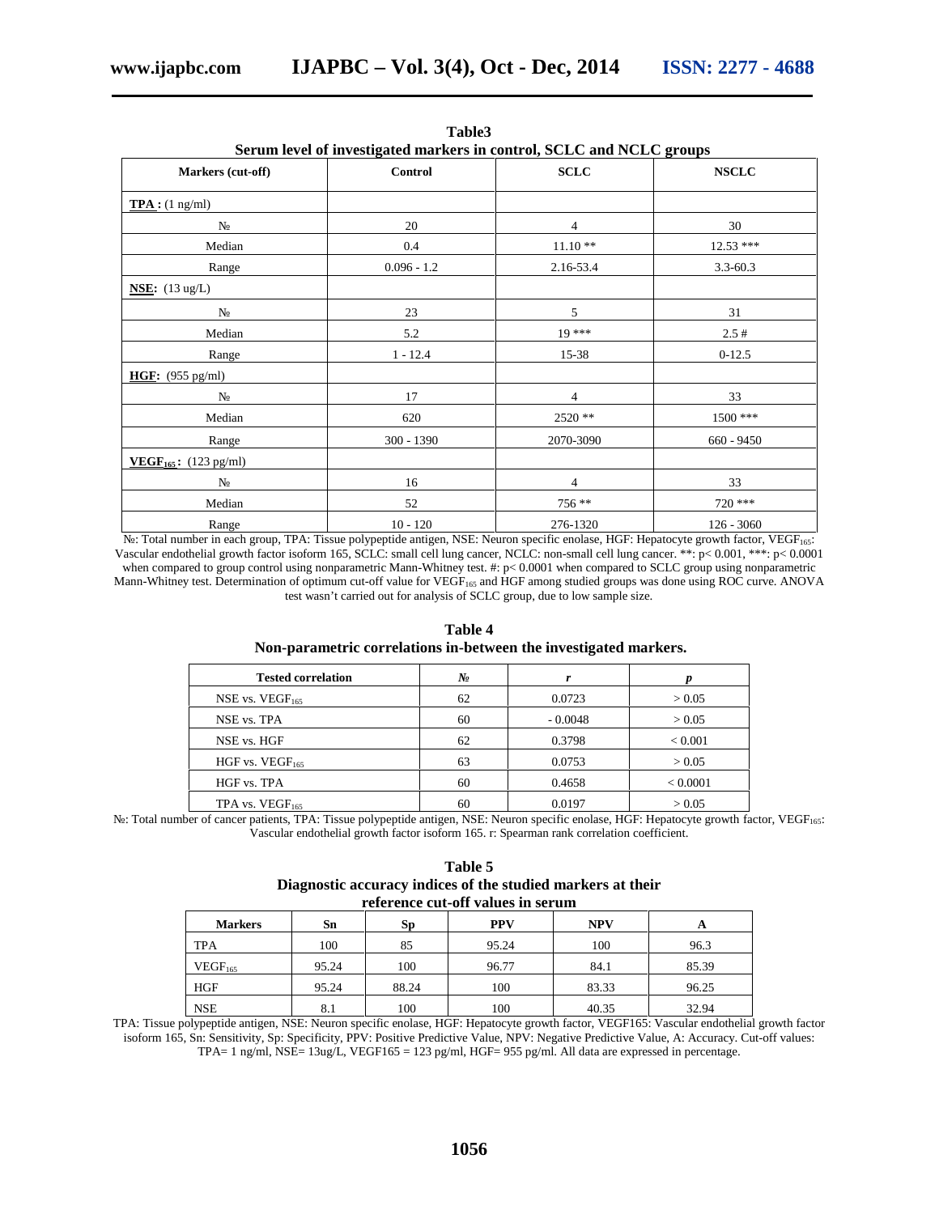**Table3**
**Serum level of investigated markers in control, SCLC and NCLC groups**

| Markers (cut-off) | Control | SCLC | NSCLC |
|---|---|---|---|
| **TPA :** (1 ng/ml) | | | |
| № | 20 | 4 | 30 |
| Median | 0.4 | 11.10 ** | 12.53 *** |
| Range | 0.096 - 1.2 | 2.16-53.4 | 3.3-60.3 |
| **NSE:** (13 ug/L) | | | |
| № | 23 | 5 | 31 |
| Median | 5.2 | 19 *** | 2.5 # |
| Range | 1 - 12.4 | 15-38 | 0-12.5 |
| **HGF:** (955 pg/ml) | | | |
| № | 17 | 4 | 33 |
| Median | 620 | 2520 ** | 1500 *** |
| Range | 300 - 1390 | 2070-3090 | 660 - 9450 |
| **$VEGF_{165}$:** (123 pg/ml) | | | |
| № | 16 | 4 | 33 |
| Median | 52 | 756 ** | 720 *** |
| Range | 10 - 120 | 276-1320 | 126 - 3060 |

№: Total number in each group, TPA: Tissue polypeptide antigen, NSE: Neuron specific enolase, HGF: Hepatocyte growth factor, $VEGF_{165}$: Vascular endothelial growth factor isoform 165, SCLC: small cell lung cancer, NCLC: non-small cell lung cancer. **: $p< 0.001$, ***: $p< 0.0001$ when compared to group control using nonparametric Mann-Whitney test. #: $p< 0.0001$ when compared to SCLC group using nonparametric Mann-Whitney test. Determination of optimum cut-off value for $VEGF_{165}$ and HGF among studied groups was done using ROC curve. ANOVA test wasn't carried out for analysis of SCLC group, due to low sample size.

**Table 4**
**Non-parametric correlations in-between the investigated markers.**

| Tested correlation | № | *r* | *p* |
|---|---|---|---|
| NSE vs. $VEGF_{165}$ | 62 | 0.0723 | > 0.05 |
| NSE vs. TPA | 60 | - 0.0048 | > 0.05 |
| NSE vs. HGF | 62 | 0.3798 | < 0.001 |
| HGF vs. $VEGF_{165}$ | 63 | 0.0753 | > 0.05 |
| HGF vs. TPA | 60 | 0.4658 | < 0.0001 |
| TPA vs. $VEGF_{165}$ | 60 | 0.0197 | > 0.05 |

№: Total number of cancer patients, TPA: Tissue polypeptide antigen, NSE: Neuron specific enolase, HGF: Hepatocyte growth factor, $VEGF_{165}$: Vascular endothelial growth factor isoform 165. r: Spearman rank correlation coefficient.

**Table 5**
**Diagnostic accuracy indices of the studied markers at their reference cut-off values in serum**

| Markers | Sn | Sp | PPV | NPV | A |
|---|---|---|---|---|---|
| TPA | 100 | 85 | 95.24 | 100 | 96.3 |
| $VEGF_{165}$ | 95.24 | 100 | 96.77 | 84.1 | 85.39 |
| HGF | 95.24 | 88.24 | 100 | 83.33 | 96.25 |
| NSE | 8.1 | 100 | 100 | 40.35 | 32.94 |

TPA: Tissue polypeptide antigen, NSE: Neuron specific enolase, HGF: Hepatocyte growth factor, VEGF165: Vascular endothelial growth factor isoform 165, Sn: Sensitivity, Sp: Specificity, PPV: Positive Predictive Value, NPV: Negative Predictive Value, A: Accuracy. Cut-off values: TPA= 1 ng/ml, NSE= 13ug/L, VEGF165 = 123 pg/ml, HGF= 955 pg/ml. All data are expressed in percentage.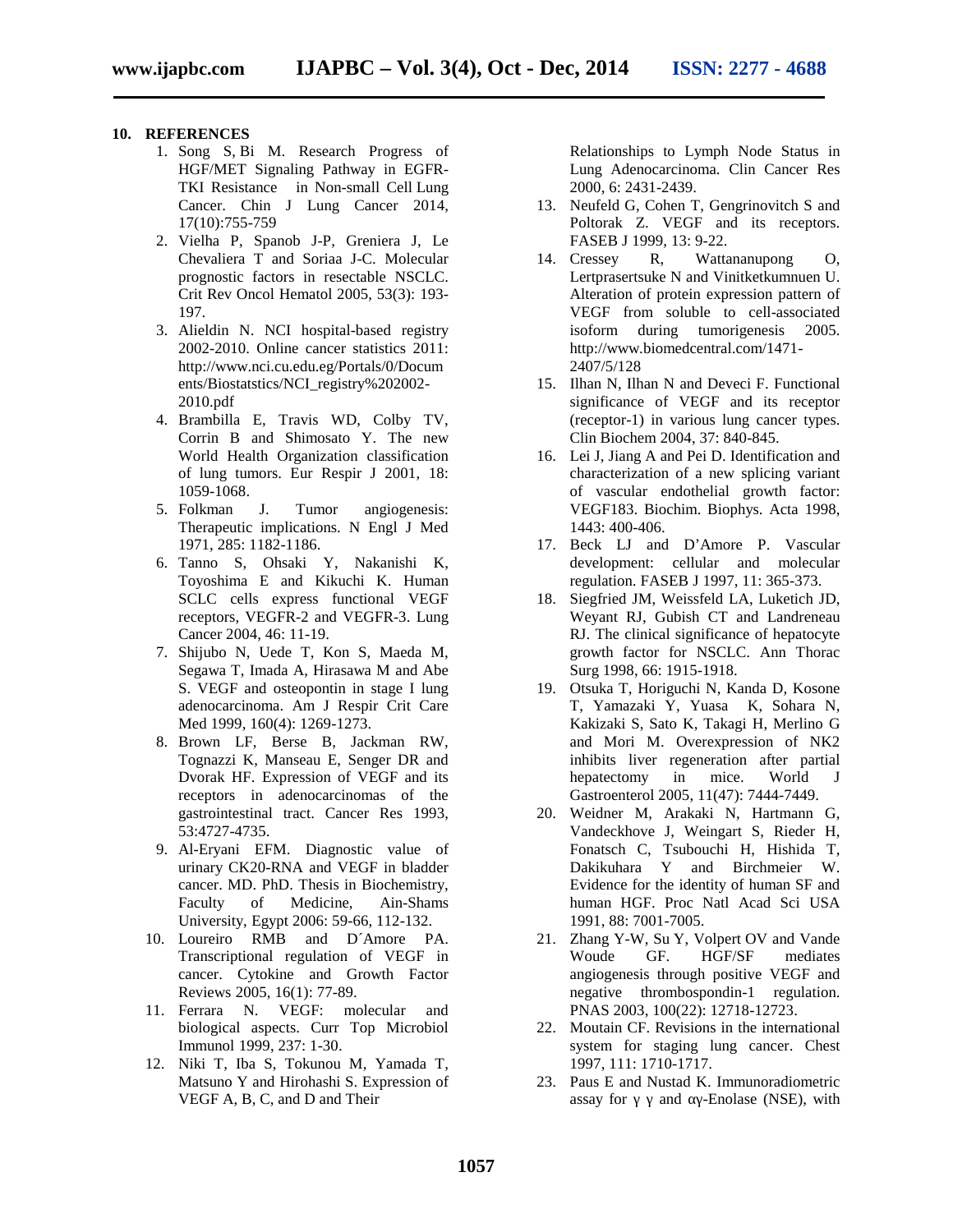## 10. REFERENCES

1. Song S, Bi M. Research Progress of HGF/MET Signaling Pathway in EGFR-TKI Resistance in Non-small Cell Lung Cancer. Chin J Lung Cancer 2014, 17(10):755-759
2. Vielha P, Spanob J-P, Greniera J, Le Chevaliera T and Soriaa J-C. Molecular prognostic factors in resectable NSCLC. Crit Rev Oncol Hematol 2005, 53(3): 193-197.
3. Alieldin N. NCI hospital-based registry 2002-2010. Online cancer statistics 2011: http://www.nci.cu.edu.eg/Portals/0/Documents/Biostatstics/NCI_registry%202002-2010.pdf
4. Brambilla E, Travis WD, Colby TV, Corrin B and Shimosato Y. The new World Health Organization classification of lung tumors. Eur Respir J 2001, 18: 1059-1068.
5. Folkman J. Tumor angiogenesis: Therapeutic implications. N Engl J Med 1971, 285: 1182-1186.
6. Tanno S, Ohsaki Y, Nakanishi K, Toyoshima E and Kikuchi K. Human SCLC cells express functional VEGF receptors, VEGFR-2 and VEGFR-3. Lung Cancer 2004, 46: 11-19.
7. Shijubo N, Uede T, Kon S, Maeda M, Segawa T, Imada A, Hirasawa M and Abe S. VEGF and osteopontin in stage I lung adenocarcinoma. Am J Respir Crit Care Med 1999, 160(4): 1269-1273.
8. Brown LF, Berse B, Jackman RW, Tognazzi K, Manseau E, Senger DR and Dvorak HF. Expression of VEGF and its receptors in adenocarcinomas of the gastrointestinal tract. Cancer Res 1993, 53:4727-4735.
9. Al-Eryani EFM. Diagnostic value of urinary CK20-RNA and VEGF in bladder cancer. MD. PhD. Thesis in Biochemistry, Faculty of Medicine, Ain-Shams University, Egypt 2006: 59-66, 112-132.
10. Loureiro RMB and D´Amore PA. Transcriptional regulation of VEGF in cancer. Cytokine and Growth Factor Reviews 2005, 16(1): 77-89.
11. Ferrara N. VEGF: molecular and biological aspects. Curr Top Microbiol Immunol 1999, 237: 1-30.
12. Niki T, Iba S, Tokunou M, Yamada T, Matsuno Y and Hirohashi S. Expression of VEGF A, B, C, and D and Their Relationships to Lymph Node Status in Lung Adenocarcinoma. Clin Cancer Res 2000, 6: 2431-2439.
13. Neufeld G, Cohen T, Gengrinovitch S and Poltorak Z. VEGF and its receptors. FASEB J 1999, 13: 9-22.
14. Cressey R, Wattananupong O, Lertprasertsuke N and Vinitketkumnuen U. Alteration of protein expression pattern of VEGF from soluble to cell-associated isoform during tumorigenesis 2005. http://www.biomedcentral.com/1471-2407/5/128
15. Ilhan N, Ilhan N and Deveci F. Functional significance of VEGF and its receptor (receptor-1) in various lung cancer types. Clin Biochem 2004, 37: 840-845.
16. Lei J, Jiang A and Pei D. Identification and characterization of a new splicing variant of vascular endothelial growth factor: VEGF183. Biochim. Biophys. Acta 1998, 1443: 400-406.
17. Beck LJ and D'Amore P. Vascular development: cellular and molecular regulation. FASEB J 1997, 11: 365-373.
18. Siegfried JM, Weissfeld LA, Luketich JD, Weyant RJ, Gubish CT and Landreneau RJ. The clinical significance of hepatocyte growth factor for NSCLC. Ann Thorac Surg 1998, 66: 1915-1918.
19. Otsuka T, Horiguchi N, Kanda D, Kosone T, Yamazaki Y, Yuasa K, Sohara N, Kakizaki S, Sato K, Takagi H, Merlino G and Mori M. Overexpression of NK2 inhibits liver regeneration after partial hepatectomy in mice. World J Gastroenterol 2005, 11(47): 7444-7449.
20. Weidner M, Arakaki N, Hartmann G, Vandeckhove J, Weingart S, Rieder H, Fonatsch C, Tsubouchi H, Hishida T, Dakikuhara Y and Birchmeier W. Evidence for the identity of human SF and human HGF. Proc Natl Acad Sci USA 1991, 88: 7001-7005.
21. Zhang Y-W, Su Y, Volpert OV and Vande Woude GF. HGF/SF mediates angiogenesis through positive VEGF and negative thrombospondin-1 regulation. PNAS 2003, 100(22): 12718-12723.
22. Moutain CF. Revisions in the international system for staging lung cancer. Chest 1997, 111: 1710-1717.
23. Paus E and Nustad K. Immunoradiometric assay for γ γ and αγ-Enolase (NSE), with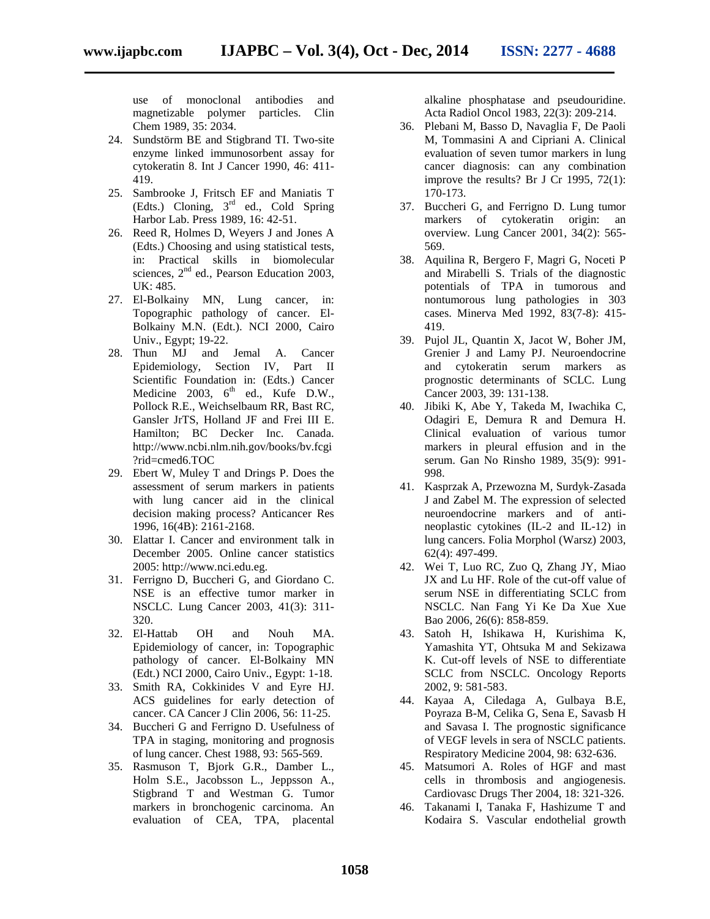use of monoclonal antibodies and magnetizable polymer particles. Clin Chem 1989, 35: 2034.

24. Sundstörm BE and Stigbrand TI. Two-site enzyme linked immunosorbent assay for cytokeratin 8. Int J Cancer 1990, 46: 411-419.
25. Sambrooke J, Fritsch EF and Maniatis T (Edts.) Cloning, 3rd ed., Cold Spring Harbor Lab. Press 1989, 16: 42-51.
26. Reed R, Holmes D, Weyers J and Jones A (Edts.) Choosing and using statistical tests, in: Practical skills in biomolecular sciences, 2nd ed., Pearson Education 2003, UK: 485.
27. El-Bolkainy MN, Lung cancer, in: Topographic pathology of cancer. El-Bolkainy M.N. (Edt.). NCI 2000, Cairo Univ., Egypt; 19-22.
28. Thun MJ and Jemal A. Cancer Epidemiology, Section IV, Part II Scientific Foundation in: (Edts.) Cancer Medicine 2003, 6th ed., Kufe D.W., Pollock R.E., Weichselbaum RR, Bast RC, Gansler JrTS, Holland JF and Frei III E. Hamilton; BC Decker Inc. Canada. http://www.ncbi.nlm.nih.gov/books/bv.fcgi?rid=cmed6.TOC
29. Ebert W, Muley T and Drings P. Does the assessment of serum markers in patients with lung cancer aid in the clinical decision making process? Anticancer Res 1996, 16(4B): 2161-2168.
30. Elattar I. Cancer and environment talk in December 2005. Online cancer statistics 2005: http://www.nci.edu.eg.
31. Ferrigno D, Buccheri G, and Giordano C. NSE is an effective tumor marker in NSCLC. Lung Cancer 2003, 41(3): 311-320.
32. El-Hattab OH and Nouh MA. Epidemiology of cancer, in: Topographic pathology of cancer. El-Bolkainy MN (Edt.) NCI 2000, Cairo Univ., Egypt: 1-18.
33. Smith RA, Cokkinides V and Eyre HJ. ACS guidelines for early detection of cancer. CA Cancer J Clin 2006, 56: 11-25.
34. Buccheri G and Ferrigno D. Usefulness of TPA in staging, monitoring and prognosis of lung cancer. Chest 1988, 93: 565-569.
35. Rasmuson T, Bjork G.R., Damber L., Holm S.E., Jacobsson L., Jeppsson A., Stigbrand T and Westman G. Tumor markers in bronchogenic carcinoma. An evaluation of CEA, TPA, placental alkaline phosphatase and pseudouridine. Acta Radiol Oncol 1983, 22(3): 209-214.
36. Plebani M, Basso D, Navaglia F, De Paoli M, Tommasini A and Cipriani A. Clinical evaluation of seven tumor markers in lung cancer diagnosis: can any combination improve the results? Br J Cr 1995, 72(1): 170-173.
37. Buccheri G, and Ferrigno D. Lung tumor markers of cytokeratin origin: an overview. Lung Cancer 2001, 34(2): 565-569.
38. Aquilina R, Bergero F, Magri G, Noceti P and Mirabelli S. Trials of the diagnostic potentials of TPA in tumorous and nontumorous lung pathologies in 303 cases. Minerva Med 1992, 83(7-8): 415-419.
39. Pujol JL, Quantin X, Jacot W, Boher JM, Grenier J and Lamy PJ. Neuroendocrine and cytokeratin serum markers as prognostic determinants of SCLC. Lung Cancer 2003, 39: 131-138.
40. Jibiki K, Abe Y, Takeda M, Iwachika C, Odagiri E, Demura R and Demura H. Clinical evaluation of various tumor markers in pleural effusion and in the serum. Gan No Rinsho 1989, 35(9): 991-998.
41. Kasprzak A, Przewozna M, Surdyk-Zasada J and Zabel M. The expression of selected neuroendocrine markers and of anti-neoplastic cytokines (IL-2 and IL-12) in lung cancers. Folia Morphol (Warsz) 2003, 62(4): 497-499.
42. Wei T, Luo RC, Zuo Q, Zhang JY, Miao JX and Lu HF. Role of the cut-off value of serum NSE in differentiating SCLC from NSCLC. Nan Fang Yi Ke Da Xue Xue Bao 2006, 26(6): 858-859.
43. Satoh H, Ishikawa H, Kurishima K, Yamashita YT, Ohtsuka M and Sekizawa K. Cut-off levels of NSE to differentiate SCLC from NSCLC. Oncology Reports 2002, 9: 581-583.
44. Kayaa A, Ciledaga A, Gulbaya B.E, Poyraza B-M, Celika G, Sena E, Savasb H and Savasa I. The prognostic significance of VEGF levels in sera of NSCLC patients. Respiratory Medicine 2004, 98: 632-636.
45. Matsumori A. Roles of HGF and mast cells in thrombosis and angiogenesis. Cardiovasc Drugs Ther 2004, 18: 321-326.
46. Takanami I, Tanaka F, Hashizume T and Kodaira S. Vascular endothelial growth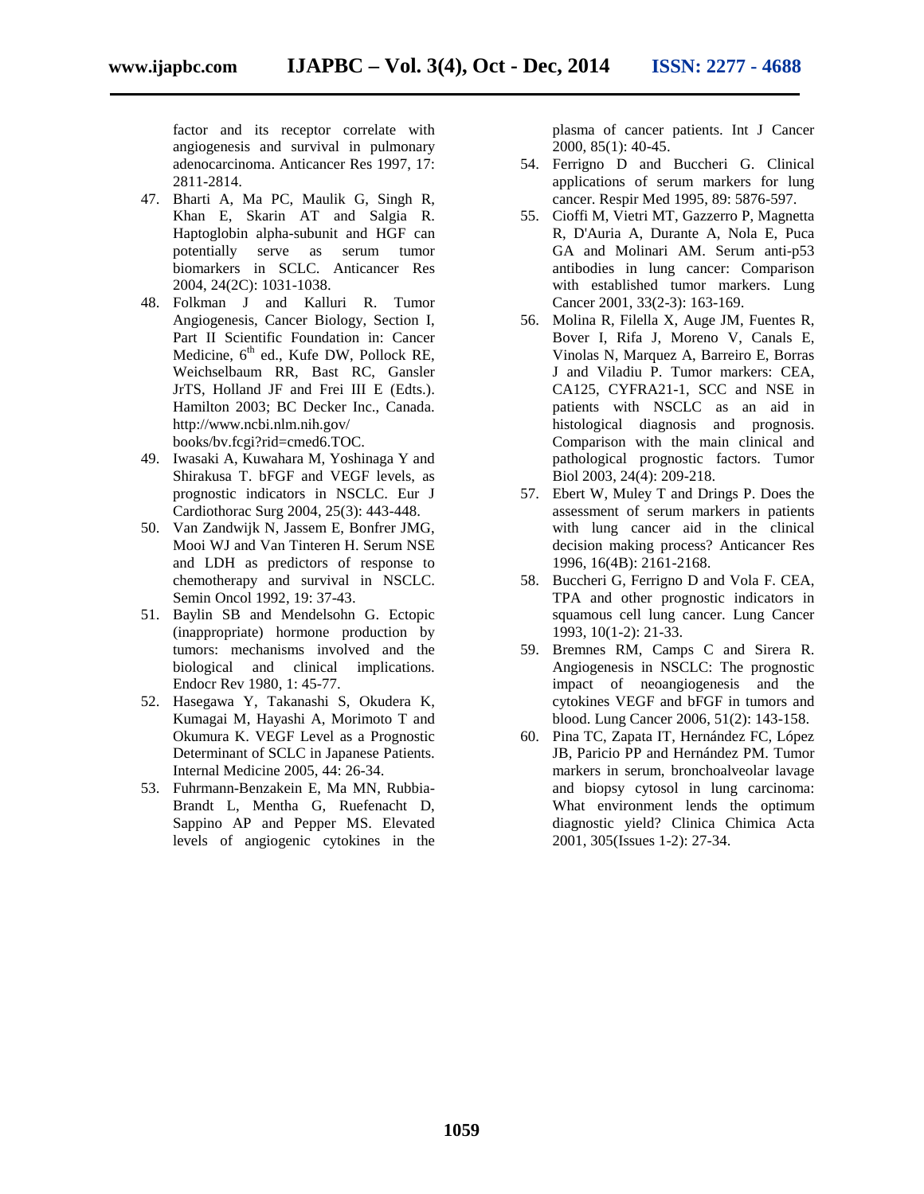factor and its receptor correlate with angiogenesis and survival in pulmonary adenocarcinoma. Anticancer Res 1997, 17: 2811-2814.

47. Bharti A, Ma PC, Maulik G, Singh R, Khan E, Skarin AT and Salgia R. Haptoglobin alpha-subunit and HGF can potentially serve as serum tumor biomarkers in SCLC. Anticancer Res 2004, 24(2C): 1031-1038.
48. Folkman J and Kalluri R. Tumor Angiogenesis, Cancer Biology, Section I, Part II Scientific Foundation in: Cancer Medicine, 6th ed., Kufe DW, Pollock RE, Weichselbaum RR, Bast RC, Gansler JrTS, Holland JF and Frei III E (Edts.). Hamilton 2003; BC Decker Inc., Canada. http://www.ncbi.nlm.nih.gov/books/bv.fcgi?rid=cmed6.TOC.
49. Iwasaki A, Kuwahara M, Yoshinaga Y and Shirakusa T. bFGF and VEGF levels, as prognostic indicators in NSCLC. Eur J Cardiothorac Surg 2004, 25(3): 443-448.
50. Van Zandwijk N, Jassem E, Bonfrer JMG, Mooi WJ and Van Tinteren H. Serum NSE and LDH as predictors of response to chemotherapy and survival in NSCLC. Semin Oncol 1992, 19: 37-43.
51. Baylin SB and Mendelsohn G. Ectopic (inappropriate) hormone production by tumors: mechanisms involved and the biological and clinical implications. Endocr Rev 1980, 1: 45-77.
52. Hasegawa Y, Takanashi S, Okudera K, Kumagai M, Hayashi A, Morimoto T and Okumura K. VEGF Level as a Prognostic Determinant of SCLC in Japanese Patients. Internal Medicine 2005, 44: 26-34.
53. Fuhrmann-Benzakein E, Ma MN, Rubbia-Brandt L, Mentha G, Ruefenacht D, Sappino AP and Pepper MS. Elevated levels of angiogenic cytokines in the plasma of cancer patients. Int J Cancer 2000, 85(1): 40-45.
54. Ferrigno D and Buccheri G. Clinical applications of serum markers for lung cancer. Respir Med 1995, 89: 5876-597.
55. Cioffi M, Vietri MT, Gazzerro P, Magnetta R, D'Auria A, Durante A, Nola E, Puca GA and Molinari AM. Serum anti-p53 antibodies in lung cancer: Comparison with established tumor markers. Lung Cancer 2001, 33(2-3): 163-169.
56. Molina R, Filella X, Auge JM, Fuentes R, Bover I, Rifa J, Moreno V, Canals E, Vinolas N, Marquez A, Barreiro E, Borras J and Viladiu P. Tumor markers: CEA, CA125, CYFRA21-1, SCC and NSE in patients with NSCLC as an aid in histological diagnosis and prognosis. Comparison with the main clinical and pathological prognostic factors. Tumor Biol 2003, 24(4): 209-218.
57. Ebert W, Muley T and Drings P. Does the assessment of serum markers in patients with lung cancer aid in the clinical decision making process? Anticancer Res 1996, 16(4B): 2161-2168.
58. Buccheri G, Ferrigno D and Vola F. CEA, TPA and other prognostic indicators in squamous cell lung cancer. Lung Cancer 1993, 10(1-2): 21-33.
59. Bremnes RM, Camps C and Sirera R. Angiogenesis in NSCLC: The prognostic impact of neoangiogenesis and the cytokines VEGF and bFGF in tumors and blood. Lung Cancer 2006, 51(2): 143-158.
60. Pina TC, Zapata IT, Hernández FC, López JB, Paricio PP and Hernández PM. Tumor markers in serum, bronchoalveolar lavage and biopsy cytosol in lung carcinoma: What environment lends the optimum diagnostic yield? Clinica Chimica Acta 2001, 305(Issues 1-2): 27-34.